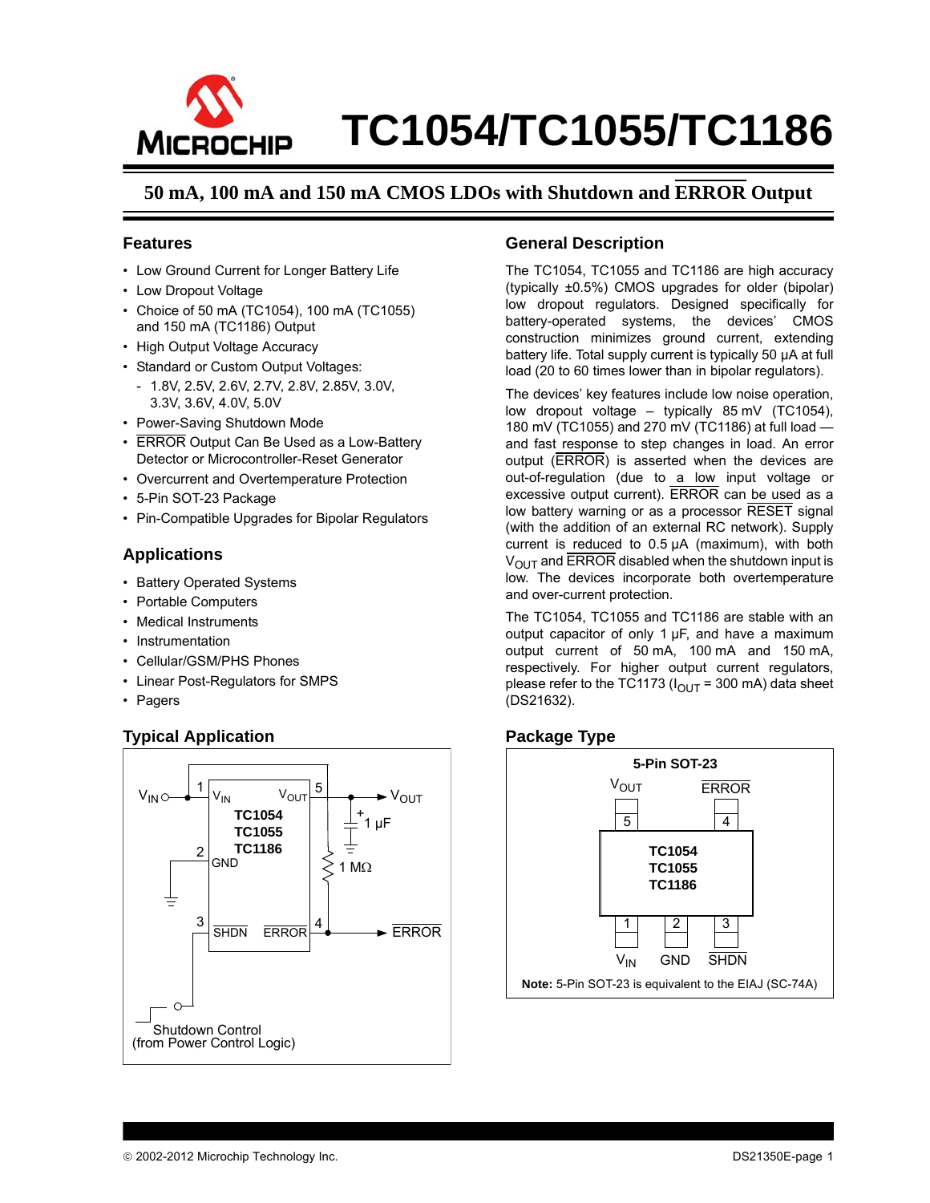# TC1054/TC1055/TC1186

## 50 mA, 100 mA and 150 mA CMOS LDOs with Shutdown and ERROR Output

### Features

- Low Ground Current for Longer Battery Life
- Low Dropout Voltage
- Choice of 50 mA (TC1054), 100 mA (TC1055) and 150 mA (TC1186) Output
- High Output Voltage Accuracy
- Standard or Custom Output Voltages:
  - 1.8V, 2.5V, 2.6V, 2.7V, 2.8V, 2.85V, 3.0V, 3.3V, 3.6V, 4.0V, 5.0V
- Power-Saving Shutdown Mode
- ERROR Output Can Be Used as a Low-Battery Detector or Microcontroller-Reset Generator
- Overcurrent and Overtemperature Protection
- 5-Pin SOT-23 Package
- Pin-Compatible Upgrades for Bipolar Regulators

### Applications

- Battery Operated Systems
- Portable Computers
- Medical Instruments
- Instrumentation
- Cellular/GSM/PHS Phones
- Linear Post-Regulators for SMPS
- Pagers

### Typical Application

$V_{IN}$ — 1 $V_{IN}$ | TC1054 / TC1055 / TC1186 | $V_{OUT}$ 5 — $V_{OUT}$

2 GND

3 SHDN | ERROR 4 — ERROR

1 µF, 1 MΩ

Shutdown Control (from Power Control Logic)

### General Description

The TC1054, TC1055 and TC1186 are high accuracy (typically ±0.5%) CMOS upgrades for older (bipolar) low dropout regulators. Designed specifically for battery-operated systems, the devices' CMOS construction minimizes ground current, extending battery life. Total supply current is typically 50 µA at full load (20 to 60 times lower than in bipolar regulators).

The devices' key features include low noise operation, low dropout voltage – typically 85 mV (TC1054), 180 mV (TC1055) and 270 mV (TC1186) at full load — and fast response to step changes in load. An error output (ERROR) is asserted when the devices are out-of-regulation (due to a low input voltage or excessive output current). ERROR can be used as a low battery warning or as a processor RESET signal (with the addition of an external RC network). Supply current is reduced to 0.5 µA (maximum), with both $V_{OUT}$ and ERROR disabled when the shutdown input is low. The devices incorporate both overtemperature and over-current protection.

The TC1054, TC1055 and TC1186 are stable with an output capacitor of only 1 µF, and have a maximum output current of 50 mA, 100 mA and 150 mA, respectively. For higher output current regulators, please refer to the TC1173 ($I_{OUT}$ = 300 mA) data sheet (DS21632).

### Package Type

**5-Pin SOT-23**

| Pin | Name |
|---|---|
| 1 | $V_{IN}$ |
| 2 | GND |
| 3 | SHDN |
| 4 | ERROR |
| 5 | $V_{OUT}$ |

TC1054 / TC1055 / TC1186

**Note:** 5-Pin SOT-23 is equivalent to the EIAJ (SC-74A)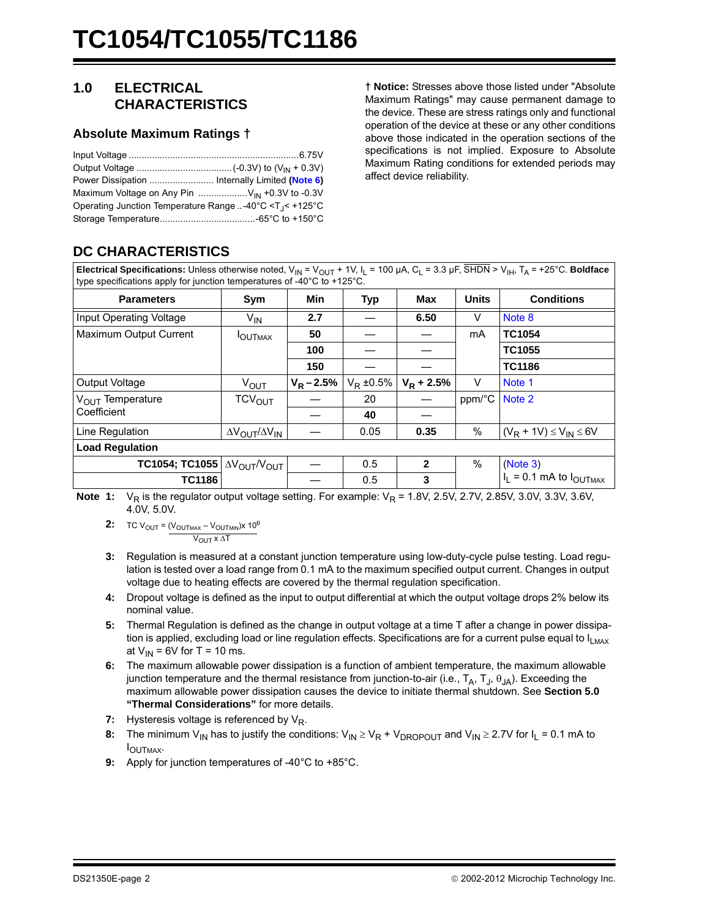## 1.0 ELECTRICAL CHARACTERISTICS

### Absolute Maximum Ratings †

Input Voltage ................................................................6.75V
Output Voltage ....................................(-0.3V) to ($V_{IN}$ + 0.3V)
Power Dissipation ......................... Internally Limited **(Note 6)**
Maximum Voltage on Any Pin ..................$V_{IN}$ +0.3V to -0.3V
Operating Junction Temperature Range ..-40°C <$T_J$< +125°C
Storage Temperature....................................-65°C to +150°C

**† Notice:** Stresses above those listed under "Absolute Maximum Ratings" may cause permanent damage to the device. These are stress ratings only and functional operation of the device at these or any other conditions above those indicated in the operation sections of the specifications is not implied. Exposure to Absolute Maximum Rating conditions for extended periods may affect device reliability.

## DC CHARACTERISTICS

**Electrical Specifications:** Unless otherwise noted, $V_{IN} = V_{OUT} + 1V$, $I_L$ = 100 µA, $C_L$ = 3.3 µF, $\overline{SHDN} > V_{IH}$, $T_A$ = +25°C. **Boldface** type specifications apply for junction temperatures of -40°C to +125°C.

| Parameters | Sym | Min | Typ | Max | Units | Conditions |
|---|---|---|---|---|---|---|
| Input Operating Voltage | $V_{IN}$ | **2.7** | — | **6.50** | V | Note 8 |
| Maximum Output Current | $I_{OUTMAX}$ | **50** | — | — | mA | **TC1054** |
| | | **100** | — | — | | **TC1055** |
| | | **150** | — | — | | **TC1186** |
| Output Voltage | $V_{OUT}$ | **$V_R$ – 2.5%** | $V_R$ ±0.5% | **$V_R$ + 2.5%** | V | Note 1 |
| $V_{OUT}$ Temperature Coefficient | $TCV_{OUT}$ | — | 20 | — | ppm/°C | Note 2 |
| | | — | **40** | — | | |
| Line Regulation | $\Delta V_{OUT}/\Delta V_{IN}$ | — | 0.05 | **0.35** | % | $(V_R + 1V) \le V_{IN} \le 6V$ |
| **Load Regulation** | | | | | | |
| **TC1054; TC1055** | $\Delta V_{OUT}/V_{OUT}$ | — | 0.5 | **2** | % | (Note 3) $I_L$ = 0.1 mA to $I_{OUTMAX}$ |
| **TC1186** | | — | 0.5 | **3** | | |

**Note 1:** $V_R$ is the regulator output voltage setting. For example: $V_R$ = 1.8V, 2.5V, 2.7V, 2.85V, 3.0V, 3.3V, 3.6V, 4.0V, 5.0V.

**2:** $TC\,V_{OUT} = \dfrac{(V_{OUTMAX} - V_{OUTMIN}) \times 10^6}{V_{OUT} \times \Delta T}$

**3:** Regulation is measured at a constant junction temperature using low-duty-cycle pulse testing. Load regulation is tested over a load range from 0.1 mA to the maximum specified output current. Changes in output voltage due to heating effects are covered by the thermal regulation specification.

**4:** Dropout voltage is defined as the input to output differential at which the output voltage drops 2% below its nominal value.

**5:** Thermal Regulation is defined as the change in output voltage at a time T after a change in power dissipation is applied, excluding load or line regulation effects. Specifications are for a current pulse equal to $I_{LMAX}$ at $V_{IN}$ = 6V for T = 10 ms.

**6:** The maximum allowable power dissipation is a function of ambient temperature, the maximum allowable junction temperature and the thermal resistance from junction-to-air (i.e., $T_A$, $T_J$, $\theta_{JA}$). Exceeding the maximum allowable power dissipation causes the device to initiate thermal shutdown. See **Section 5.0 "Thermal Considerations"** for more details.

**7:** Hysteresis voltage is referenced by $V_R$.

**8:** The minimum $V_{IN}$ has to justify the conditions: $V_{IN} \ge V_R + V_{DROPOUT}$ and $V_{IN} \ge 2.7V$ for $I_L$ = 0.1 mA to $I_{OUTMAX}$.

**9:** Apply for junction temperatures of -40°C to +85°C.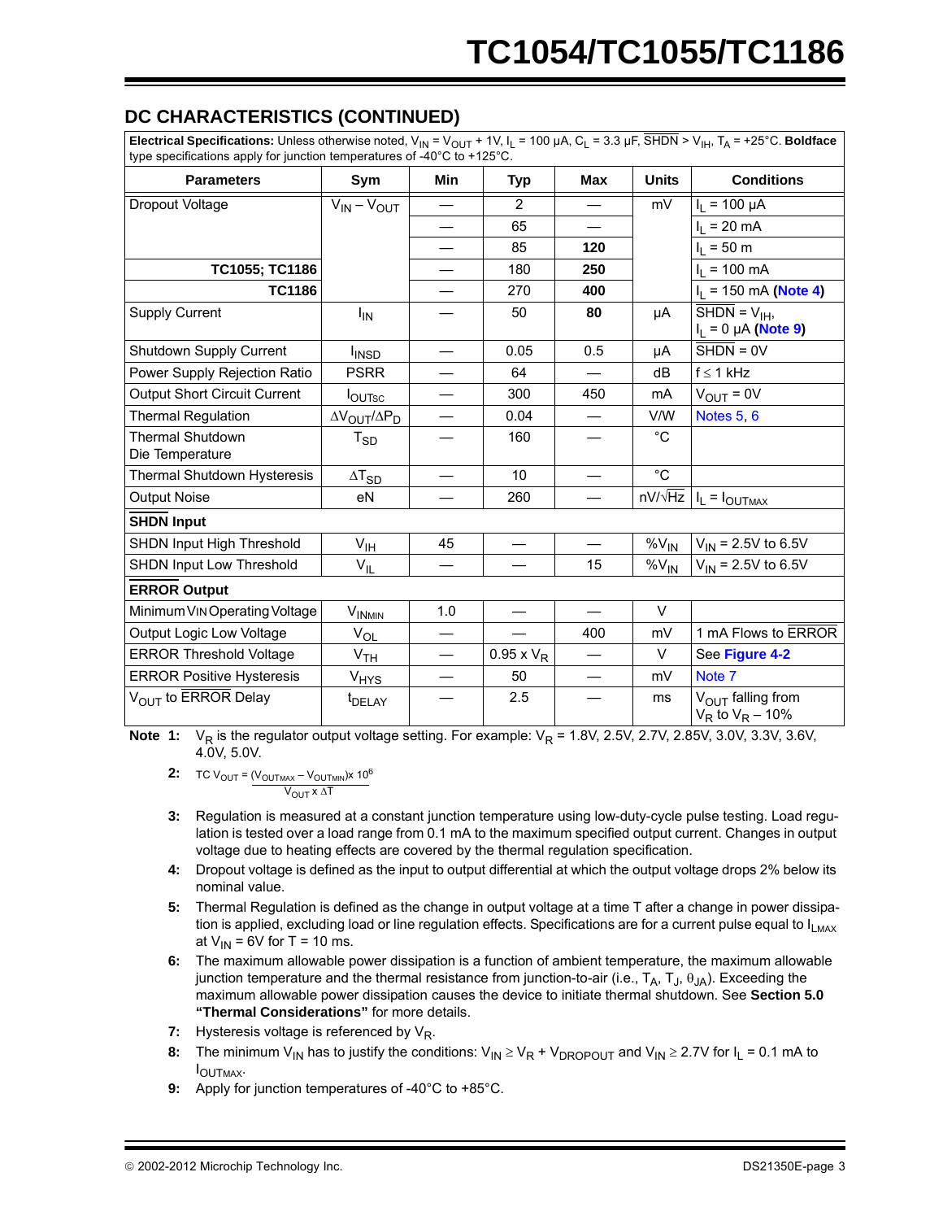## DC CHARACTERISTICS (CONTINUED)

| **Electrical Specifications:** Unless otherwise noted, $V_{IN} = V_{OUT} + 1V$, $I_L = 100\ \mu A$, $C_L = 3.3\ \mu F$, $\overline{SHDN} > V_{IH}$, $T_A = +25°C$. **Boldface** type specifications apply for junction temperatures of -40°C to +125°C. | | | | | | |
|---|---|---|---|---|---|---|
| **Parameters** | **Sym** | **Min** | **Typ** | **Max** | **Units** | **Conditions** |
| Dropout Voltage | $V_{IN} - V_{OUT}$ | — | 2 | — | mV | $I_L = 100\ \mu A$ |
| | | — | 65 | — | | $I_L = 20\ mA$ |
| | | — | 85 | **120** | | $I_L = 50\ m$ |
| **TC1055; TC1186** | | — | 180 | **250** | | $I_L = 100\ mA$ |
| **TC1186** | | — | 270 | **400** | | $I_L = 150\ mA$ **(Note 4)** |
| Supply Current | $I_{IN}$ | — | 50 | **80** | µA | $\overline{SHDN} = V_{IH}$, $I_L = 0\ \mu A$ **(Note 9)** |
| Shutdown Supply Current | $I_{INSD}$ | — | 0.05 | 0.5 | µA | $\overline{SHDN} = 0V$ |
| Power Supply Rejection Ratio | PSRR | — | 64 | — | dB | $f \leq 1\ kHz$ |
| Output Short Circuit Current | $I_{OUTsc}$ | — | 300 | 450 | mA | $V_{OUT} = 0V$ |
| Thermal Regulation | $\Delta V_{OUT}/\Delta P_D$ | — | 0.04 | — | V/W | Notes 5, 6 |
| Thermal Shutdown Die Temperature | $T_{SD}$ | — | 160 | — | °C | |
| Thermal Shutdown Hysteresis | $\Delta T_{SD}$ | — | 10 | — | °C | |
| Output Noise | eN | — | 260 | — | nV/√Hz | $I_L = I_{OUTMAX}$ |
| **SHDN Input** | | | | | | |
| SHDN Input High Threshold | $V_{IH}$ | 45 | — | — | $\%V_{IN}$ | $V_{IN} = 2.5V$ to $6.5V$ |
| SHDN Input Low Threshold | $V_{IL}$ | — | — | 15 | $\%V_{IN}$ | $V_{IN} = 2.5V$ to $6.5V$ |
| **ERROR Output** | | | | | | |
| Minimum VIN Operating Voltage | $V_{INMIN}$ | 1.0 | — | — | V | |
| Output Logic Low Voltage | $V_{OL}$ | — | — | 400 | mV | 1 mA Flows to $\overline{ERROR}$ |
| ERROR Threshold Voltage | $V_{TH}$ | — | $0.95 \times V_R$ | — | V | See **Figure 4-2** |
| ERROR Positive Hysteresis | $V_{HYS}$ | — | 50 | — | mV | Note 7 |
| $V_{OUT}$ to $\overline{ERROR}$ Delay | $t_{DELAY}$ | — | 2.5 | — | ms | $V_{OUT}$ falling from $V_R$ to $V_R - 10\%$ |

**Note 1:** $V_R$ is the regulator output voltage setting. For example: $V_R$ = 1.8V, 2.5V, 2.7V, 2.85V, 3.0V, 3.3V, 3.6V, 4.0V, 5.0V.

**2:** $$TC\ V_{OUT} = \frac{(V_{OUTMAX} - V_{OUTMIN}) \times 10^6}{V_{OUT} \times \Delta T}$$

**3:** Regulation is measured at a constant junction temperature using low-duty-cycle pulse testing. Load regulation is tested over a load range from 0.1 mA to the maximum specified output current. Changes in output voltage due to heating effects are covered by the thermal regulation specification.

**4:** Dropout voltage is defined as the input to output differential at which the output voltage drops 2% below its nominal value.

**5:** Thermal Regulation is defined as the change in output voltage at a time T after a change in power dissipation is applied, excluding load or line regulation effects. Specifications are for a current pulse equal to $I_{LMAX}$ at $V_{IN} = 6V$ for T = 10 ms.

**6:** The maximum allowable power dissipation is a function of ambient temperature, the maximum allowable junction temperature and the thermal resistance from junction-to-air (i.e., $T_A$, $T_J$, $\theta_{JA}$). Exceeding the maximum allowable power dissipation causes the device to initiate thermal shutdown. See **Section 5.0 "Thermal Considerations"** for more details.

**7:** Hysteresis voltage is referenced by $V_R$.

**8:** The minimum $V_{IN}$ has to justify the conditions: $V_{IN} \geq V_R + V_{DROPOUT}$ and $V_{IN} \geq 2.7V$ for $I_L = 0.1$ mA to $I_{OUTMAX}$.

**9:** Apply for junction temperatures of -40°C to +85°C.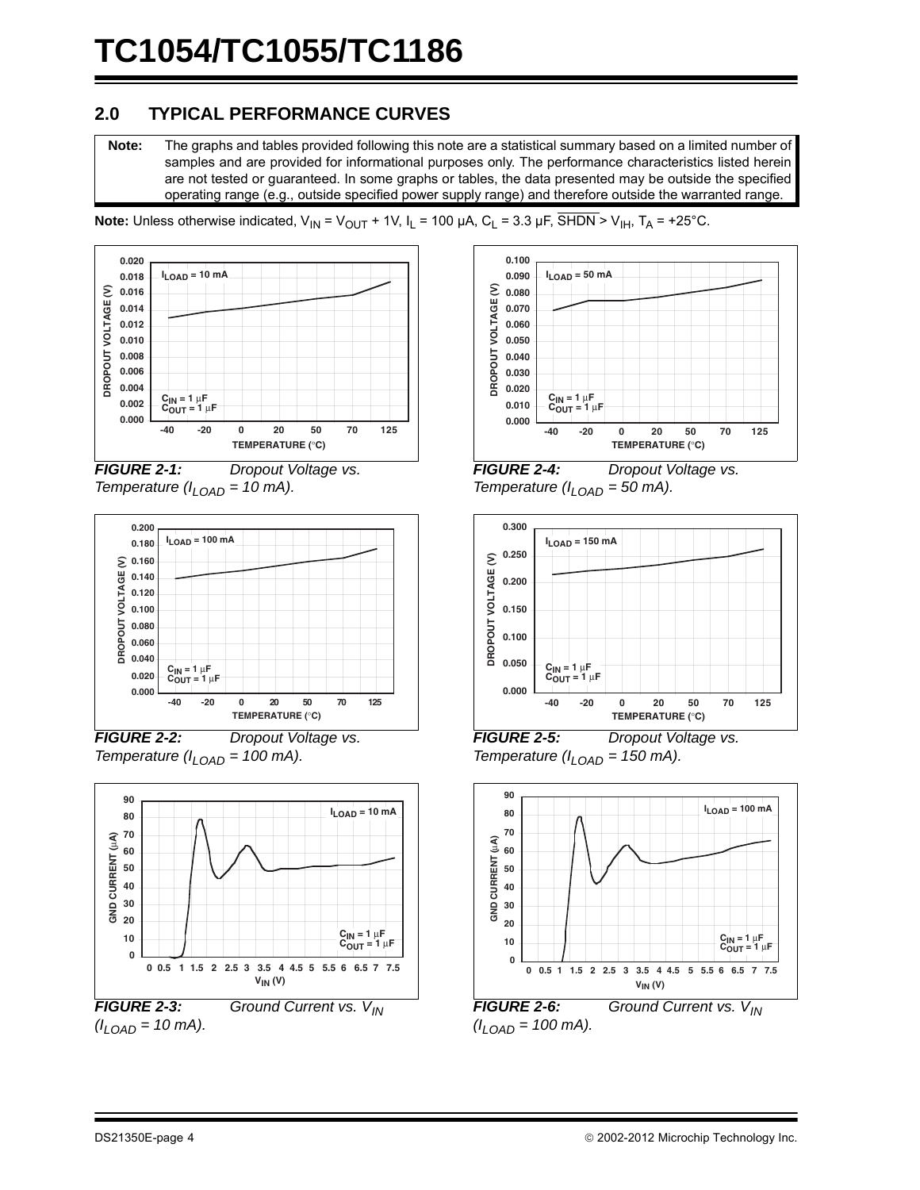## 2.0 TYPICAL PERFORMANCE CURVES

| **Note:** | The graphs and tables provided following this note are a statistical summary based on a limited number of samples and are provided for informational purposes only. The performance characteristics listed herein are not tested or guaranteed. In some graphs or tables, the data presented may be outside the specified operating range (e.g., outside specified power supply range) and therefore outside the warranted range. |
| --- | --- |

**Note:** Unless otherwise indicated, $V_{IN} = V_{OUT} + 1V$, $I_L = 100\ \mu A$, $C_L = 3.3\ \mu F$, $\overline{SHDN} > V_{IH}$, $T_A = +25°C$.

***FIGURE 2-1:*** *Dropout Voltage vs. Temperature ($I_{LOAD}$ = 10 mA).*

***FIGURE 2-2:*** *Dropout Voltage vs. Temperature ($I_{LOAD}$ = 100 mA).*

***FIGURE 2-3:*** *Ground Current vs. $V_{IN}$ ($I_{LOAD}$ = 10 mA).*

***FIGURE 2-4:*** *Dropout Voltage vs. Temperature ($I_{LOAD}$ = 50 mA).*

***FIGURE 2-5:*** *Dropout Voltage vs. Temperature ($I_{LOAD}$ = 150 mA).*

***FIGURE 2-6:*** *Ground Current vs. $V_{IN}$ ($I_{LOAD}$ = 100 mA).*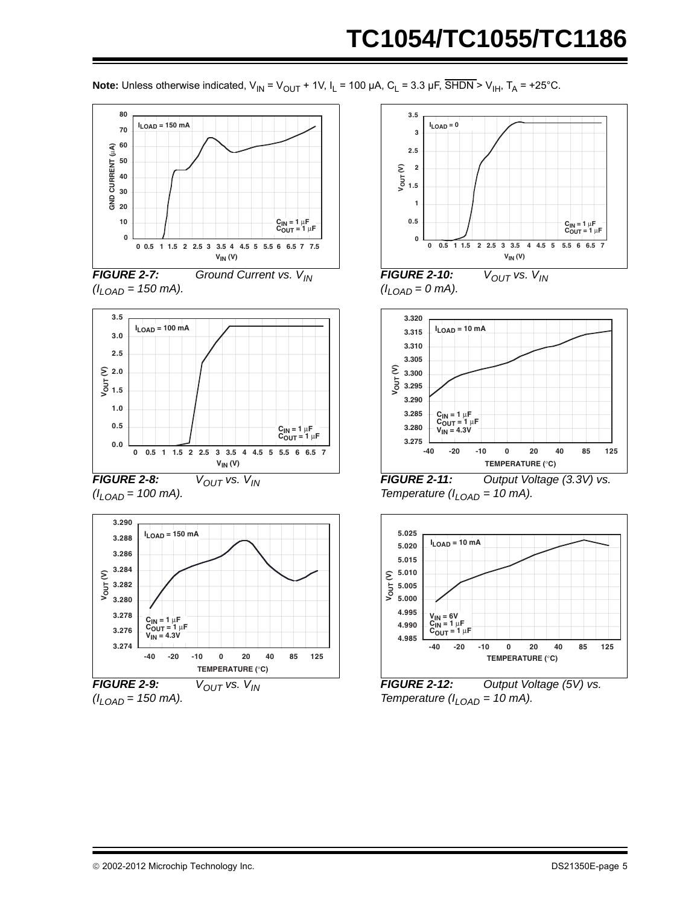**Note:** Unless otherwise indicated, $V_{IN} = V_{OUT} + 1V$, $I_L = 100\ \mu A$, $C_L = 3.3\ \mu F$, $\overline{SHDN} > V_{IH}$, $T_A = +25°C$.

***FIGURE 2-7:*** *Ground Current vs. $V_{IN}$ ($I_{LOAD}$ = 150 mA).*

***FIGURE 2-8:*** *$V_{OUT}$ vs. $V_{IN}$ ($I_{LOAD}$ = 100 mA).*

***FIGURE 2-9:*** *$V_{OUT}$ vs. $V_{IN}$ ($I_{LOAD}$ = 150 mA).*

***FIGURE 2-10:*** *$V_{OUT}$ vs. $V_{IN}$ ($I_{LOAD}$ = 0 mA).*

***FIGURE 2-11:*** *Output Voltage (3.3V) vs. Temperature ($I_{LOAD}$ = 10 mA).*

***FIGURE 2-12:*** *Output Voltage (5V) vs. Temperature ($I_{LOAD}$ = 10 mA).*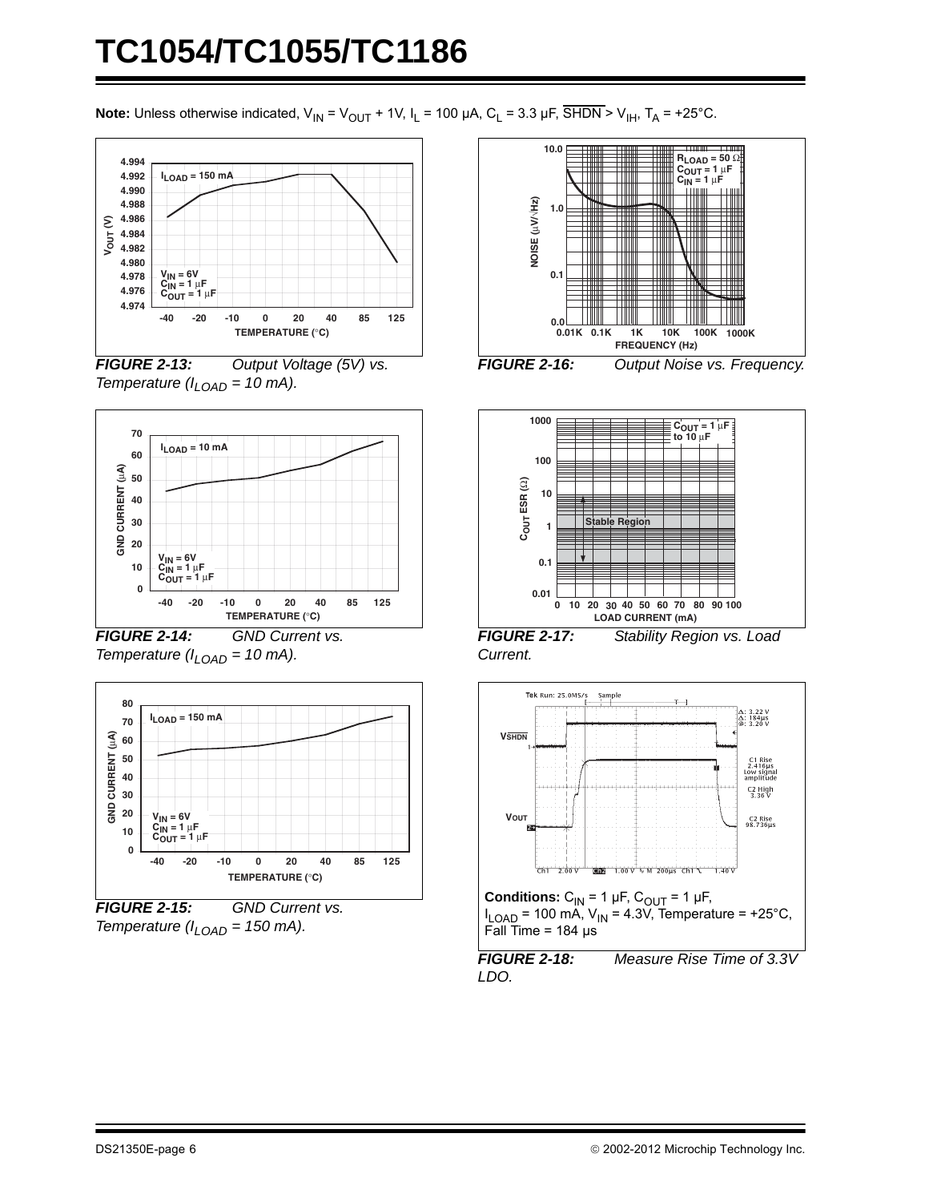**Note:** Unless otherwise indicated, $V_{IN} = V_{OUT} + 1V$, $I_L = 100\ \mu A$, $C_L = 3.3\ \mu F$, $\overline{SHDN} > V_{IH}$, $T_A = +25°C$.

*FIGURE 2-13: Output Voltage (5V) vs. Temperature ($I_{LOAD}$ = 10 mA).*

*FIGURE 2-14: GND Current vs. Temperature ($I_{LOAD}$ = 10 mA).*

*FIGURE 2-15: GND Current vs. Temperature ($I_{LOAD}$ = 150 mA).*

*FIGURE 2-16: Output Noise vs. Frequency.*

*FIGURE 2-17: Stability Region vs. Load Current.*

**Conditions:** $C_{IN} = 1\ \mu F$, $C_{OUT} = 1\ \mu F$, $I_{LOAD} = 100$ mA, $V_{IN} = 4.3V$, Temperature = +25°C, Fall Time = 184 µs

*FIGURE 2-18: Measure Rise Time of 3.3V LDO.*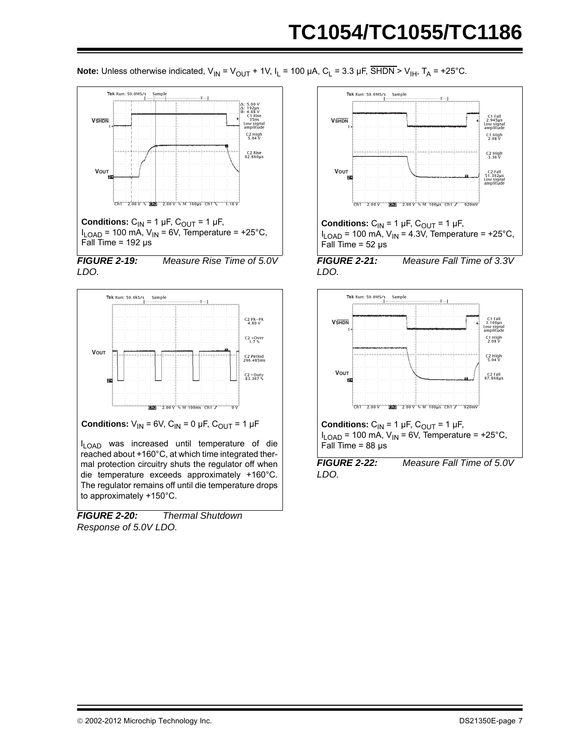**Note:** Unless otherwise indicated, $V_{IN} = V_{OUT} + 1V$, $I_L = 100\ \mu A$, $C_L = 3.3\ \mu F$, $\overline{SHDN} > V_{IH}$, $T_A = +25°C$.

**Conditions:** $C_{IN} = 1\ \mu F$, $C_{OUT} = 1\ \mu F$, $I_{LOAD} = 100\ mA$, $V_{IN} = 6V$, Temperature = +25°C, Fall Time = 192 µs

***FIGURE 2-19:*** *Measure Rise Time of 5.0V LDO.*

**Conditions:** $V_{IN} = 6V$, $C_{IN} = 0\ \mu F$, $C_{OUT} = 1\ \mu F$

$I_{LOAD}$ was increased until temperature of die reached about +160°C, at which time integrated thermal protection circuitry shuts the regulator off when die temperature exceeds approximately +160°C. The regulator remains off until die temperature drops to approximately +150°C.

***FIGURE 2-20:*** *Thermal Shutdown Response of 5.0V LDO.*

**Conditions:** $C_{IN} = 1\ \mu F$, $C_{OUT} = 1\ \mu F$, $I_{LOAD} = 100\ mA$, $V_{IN} = 4.3V$, Temperature = +25°C, Fall Time = 52 µs

***FIGURE 2-21:*** *Measure Fall Time of 3.3V LDO.*

**Conditions:** $C_{IN} = 1\ \mu F$, $C_{OUT} = 1\ \mu F$, $I_{LOAD} = 100\ mA$, $V_{IN} = 6V$, Temperature = +25°C, Fall Time = 88 µs

***FIGURE 2-22:*** *Measure Fall Time of 5.0V LDO.*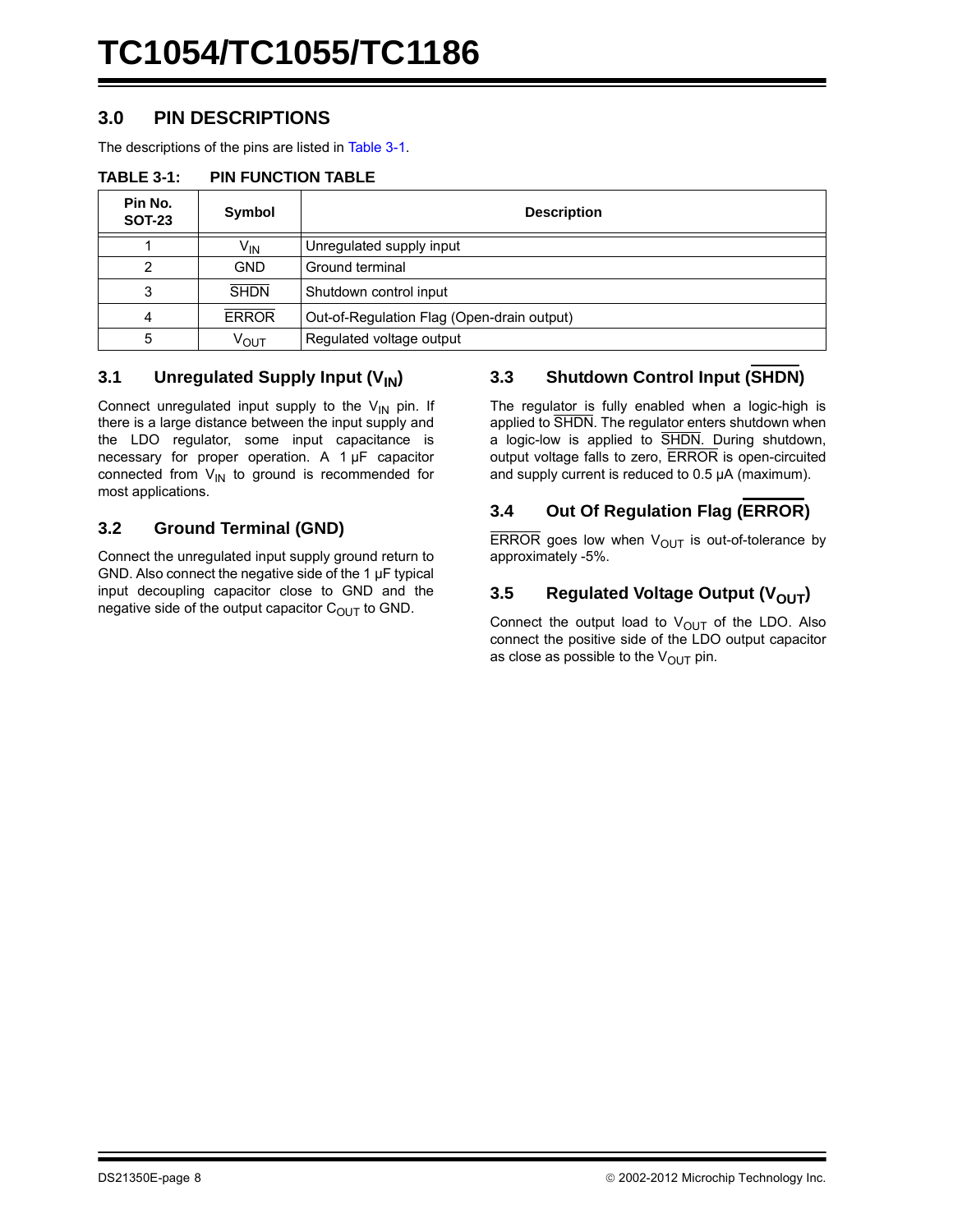## 3.0 PIN DESCRIPTIONS

The descriptions of the pins are listed in Table 3-1.

**TABLE 3-1: PIN FUNCTION TABLE**

| Pin No. SOT-23 | Symbol | Description |
|---|---|---|
| 1 | $V_{IN}$ | Unregulated supply input |
| 2 | GND | Ground terminal |
| 3 | $\overline{SHDN}$ | Shutdown control input |
| 4 | $\overline{ERROR}$ | Out-of-Regulation Flag (Open-drain output) |
| 5 | $V_{OUT}$ | Regulated voltage output |

### 3.1 Unregulated Supply Input ($V_{IN}$)

Connect unregulated input supply to the $V_{IN}$ pin. If there is a large distance between the input supply and the LDO regulator, some input capacitance is necessary for proper operation. A 1 µF capacitor connected from $V_{IN}$ to ground is recommended for most applications.

### 3.2 Ground Terminal (GND)

Connect the unregulated input supply ground return to GND. Also connect the negative side of the 1 µF typical input decoupling capacitor close to GND and the negative side of the output capacitor $C_{OUT}$ to GND.

### 3.3 Shutdown Control Input ($\overline{SHDN}$)

The regulator is fully enabled when a logic-high is applied to $\overline{SHDN}$. The regulator enters shutdown when a logic-low is applied to $\overline{SHDN}$. During shutdown, output voltage falls to zero, $\overline{ERROR}$ is open-circuited and supply current is reduced to 0.5 µA (maximum).

### 3.4 Out Of Regulation Flag ($\overline{ERROR}$)

$\overline{ERROR}$ goes low when $V_{OUT}$ is out-of-tolerance by approximately -5%.

### 3.5 Regulated Voltage Output ($V_{OUT}$)

Connect the output load to $V_{OUT}$ of the LDO. Also connect the positive side of the LDO output capacitor as close as possible to the $V_{OUT}$ pin.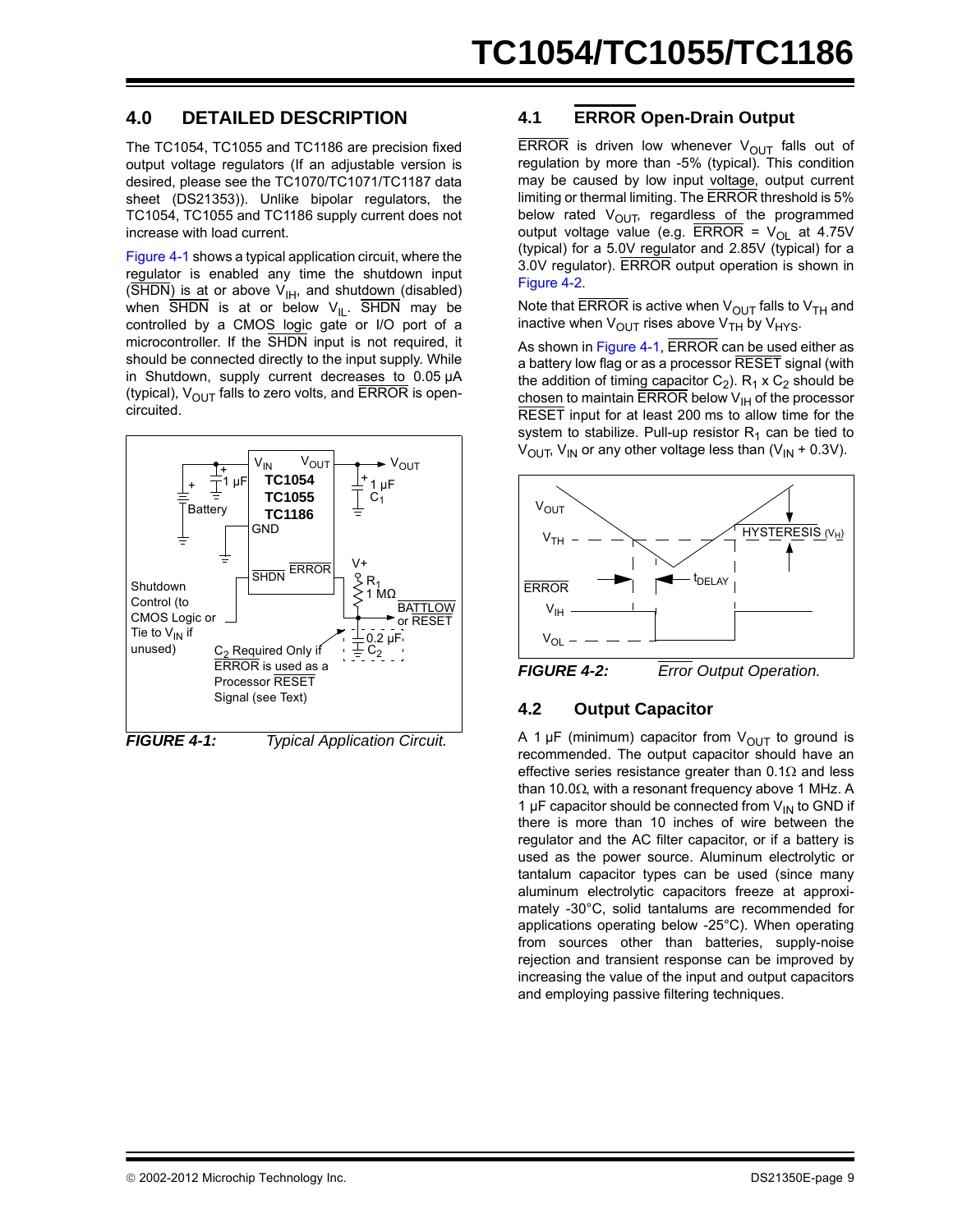## 4.0 DETAILED DESCRIPTION

The TC1054, TC1055 and TC1186 are precision fixed output voltage regulators (If an adjustable version is desired, please see the TC1070/TC1071/TC1187 data sheet (DS21353)). Unlike bipolar regulators, the TC1054, TC1055 and TC1186 supply current does not increase with load current.

Figure 4-1 shows a typical application circuit, where the regulator is enabled any time the shutdown input ($\overline{SHDN}$) is at or above $V_{IH}$, and shutdown (disabled) when $\overline{SHDN}$ is at or below $V_{IL}$. $\overline{SHDN}$ may be controlled by a CMOS logic gate or I/O port of a microcontroller. If the $\overline{SHDN}$ input is not required, it should be connected directly to the input supply. While in Shutdown, supply current decreases to 0.05 µA (typical), $V_{OUT}$ falls to zero volts, and $\overline{ERROR}$ is open-circuited.

**FIGURE 4-1:** *Typical Application Circuit.*

## 4.1 $\overline{ERROR}$ Open-Drain Output

$\overline{ERROR}$ is driven low whenever $V_{OUT}$ falls out of regulation by more than -5% (typical). This condition may be caused by low input voltage, output current limiting or thermal limiting. The $\overline{ERROR}$ threshold is 5% below rated $V_{OUT}$, regardless of the programmed output voltage value (e.g. $\overline{ERROR}$ = $V_{OL}$ at 4.75V (typical) for a 5.0V regulator and 2.85V (typical) for a 3.0V regulator). $\overline{ERROR}$ output operation is shown in Figure 4-2.

Note that $\overline{ERROR}$ is active when $V_{OUT}$ falls to $V_{TH}$ and inactive when $V_{OUT}$ rises above $V_{TH}$ by $V_{HYS}$.

As shown in Figure 4-1, $\overline{ERROR}$ can be used either as a battery low flag or as a processor $\overline{RESET}$ signal (with the addition of timing capacitor $C_2$). $R_1 \times C_2$ should be chosen to maintain $\overline{ERROR}$ below $V_{IH}$ of the processor $\overline{RESET}$ input for at least 200 ms to allow time for the system to stabilize. Pull-up resistor $R_1$ can be tied to $V_{OUT}$, $V_{IN}$ or any other voltage less than ($V_{IN}$ + 0.3V).

**FIGURE 4-2:** *Error Output Operation.*

## 4.2 Output Capacitor

A 1 µF (minimum) capacitor from $V_{OUT}$ to ground is recommended. The output capacitor should have an effective series resistance greater than 0.1Ω and less than 10.0Ω, with a resonant frequency above 1 MHz. A 1 µF capacitor should be connected from $V_{IN}$ to GND if there is more than 10 inches of wire between the regulator and the AC filter capacitor, or if a battery is used as the power source. Aluminum electrolytic or tantalum capacitor types can be used (since many aluminum electrolytic capacitors freeze at approximately -30°C, solid tantalums are recommended for applications operating below -25°C). When operating from sources other than batteries, supply-noise rejection and transient response can be improved by increasing the value of the input and output capacitors and employing passive filtering techniques.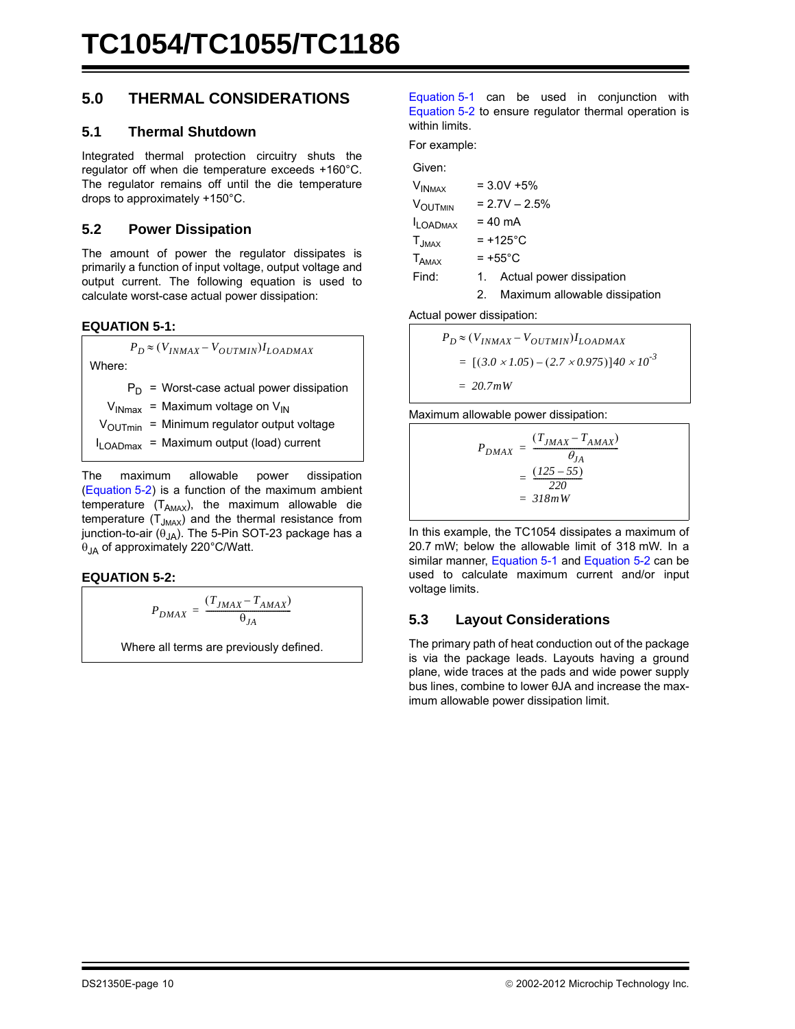## 5.0 THERMAL CONSIDERATIONS

### 5.1 Thermal Shutdown

Integrated thermal protection circuitry shuts the regulator off when die temperature exceeds +160°C. The regulator remains off until the die temperature drops to approximately +150°C.

### 5.2 Power Dissipation

The amount of power the regulator dissipates is primarily a function of input voltage, output voltage and output current. The following equation is used to calculate worst-case actual power dissipation:

**EQUATION 5-1:**

$$P_D \approx (V_{INMAX} - V_{OUTMIN}) I_{LOADMAX}$$

Where:

- $P_D$ = Worst-case actual power dissipation
- $V_{INmax}$ = Maximum voltage on $V_{IN}$
- $V_{OUTmin}$ = Minimum regulator output voltage
- $I_{LOADmax}$ = Maximum output (load) current

The maximum allowable power dissipation (Equation 5-2) is a function of the maximum ambient temperature ($T_{AMAX}$), the maximum allowable die temperature ($T_{JMAX}$) and the thermal resistance from junction-to-air ($\theta_{JA}$). The 5-Pin SOT-23 package has a $\theta_{JA}$ of approximately 220°C/Watt.

**EQUATION 5-2:**

$$P_{DMAX} = \frac{(T_{JMAX} - T_{AMAX})}{\theta_{JA}}$$

Where all terms are previously defined.

Equation 5-1 can be used in conjunction with Equation 5-2 to ensure regulator thermal operation is within limits.

For example:

Given:

- $V_{INMAX}$ = 3.0V +5%
- $V_{OUTMIN}$ = 2.7V – 2.5%
- $I_{LOADMAX}$ = 40 mA
- $T_{JMAX}$ = +125°C
- $T_{AMAX}$ = +55°C

Find:
1. Actual power dissipation
2. Maximum allowable dissipation

Actual power dissipation:

$$\begin{aligned} P_D &\approx (V_{INMAX} - V_{OUTMIN}) I_{LOADMAX} \\ &= [(3.0 \times 1.05) - (2.7 \times 0.975)] 40 \times 10^{-3} \\ &= 20.7mW \end{aligned}$$

Maximum allowable power dissipation:

$$\begin{aligned} P_{DMAX} &= \frac{(T_{JMAX} - T_{AMAX})}{\theta_{JA}} \\ &= \frac{(125 - 55)}{220} \\ &= 318mW \end{aligned}$$

In this example, the TC1054 dissipates a maximum of 20.7 mW; below the allowable limit of 318 mW. In a similar manner, Equation 5-1 and Equation 5-2 can be used to calculate maximum current and/or input voltage limits.

### 5.3 Layout Considerations

The primary path of heat conduction out of the package is via the package leads. Layouts having a ground plane, wide traces at the pads and wide power supply bus lines, combine to lower θJA and increase the maximum allowable power dissipation limit.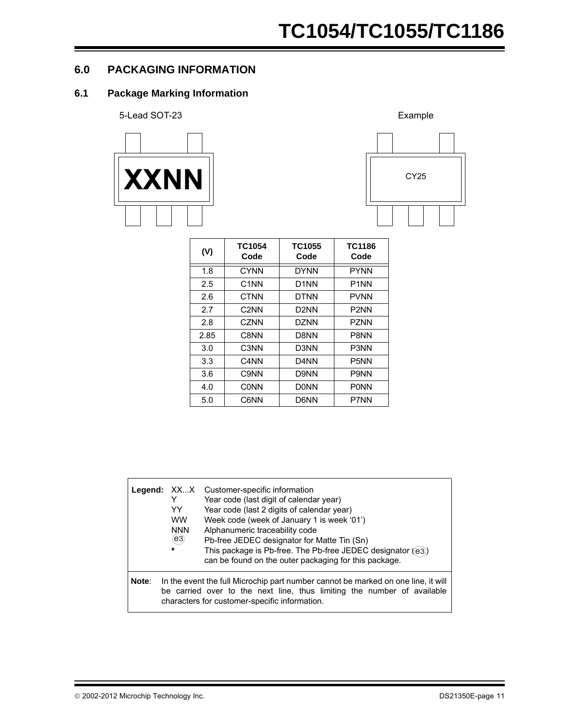## 6.0 PACKAGING INFORMATION

### 6.1 Package Marking Information

5-Lead SOT-23

XXNN

Example

CY25

| (V) | TC1054 Code | TC1055 Code | TC1186 Code |
|---|---|---|---|
| 1.8 | CYNN | DYNN | PYNN |
| 2.5 | C1NN | D1NN | P1NN |
| 2.6 | CTNN | DTNN | PVNN |
| 2.7 | C2NN | D2NN | P2NN |
| 2.8 | CZNN | DZNN | PZNN |
| 2.85 | C8NN | D8NN | P8NN |
| 3.0 | C3NN | D3NN | P3NN |
| 3.3 | C4NN | D4NN | P5NN |
| 3.6 | C9NN | D9NN | P9NN |
| 4.0 | C0NN | D0NN | P0NN |
| 5.0 | C6NN | D6NN | P7NN |

**Legend:**
XX...X Customer-specific information
Y Year code (last digit of calendar year)
YY Year code (last 2 digits of calendar year)
WW Week code (week of January 1 is week '01')
NNN Alphanumeric traceability code
(e3) Pb-free JEDEC designator for Matte Tin (Sn)
* This package is Pb-free. The Pb-free JEDEC designator ((e3)) can be found on the outer packaging for this package.

**Note**: In the event the full Microchip part number cannot be marked on one line, it will be carried over to the next line, thus limiting the number of available characters for customer-specific information.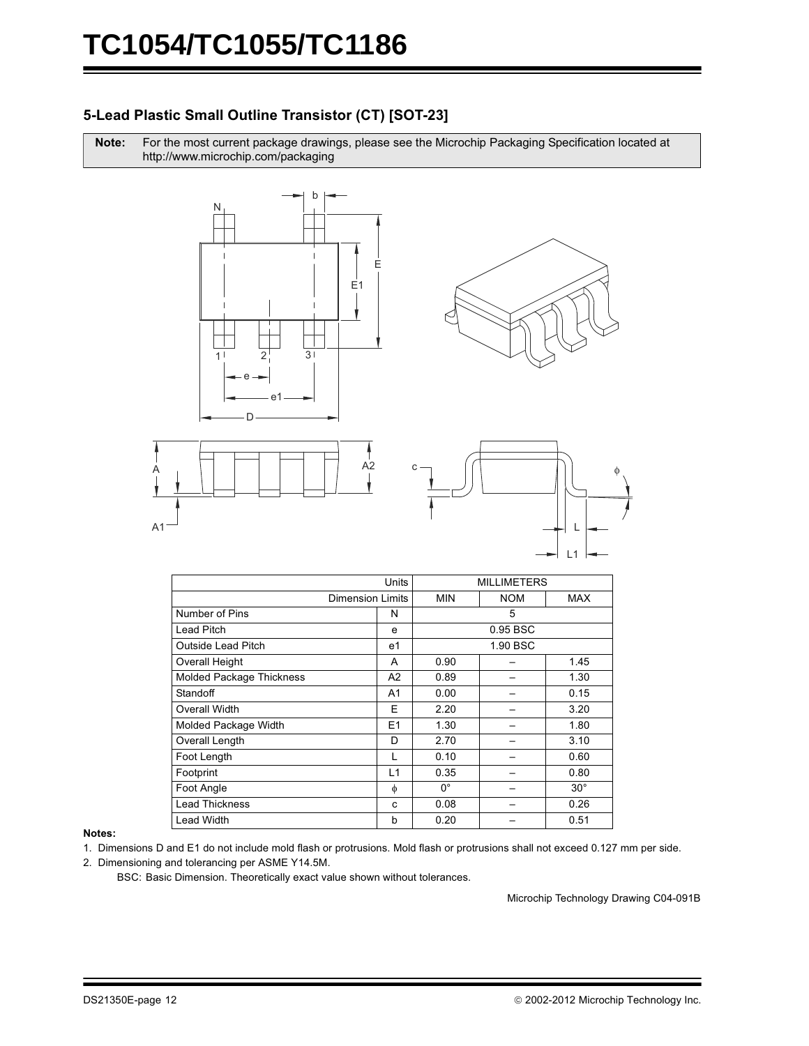## 5-Lead Plastic Small Outline Transistor (CT) [SOT-23]

**Note:** For the most current package drawings, please see the Microchip Packaging Specification located at http://www.microchip.com/packaging

| Units | | MILLIMETERS | | |
|---|---|---|---|---|
| Dimension Limits | | MIN | NOM | MAX |
| Number of Pins | N | | 5 | |
| Lead Pitch | e | | 0.95 BSC | |
| Outside Lead Pitch | e1 | | 1.90 BSC | |
| Overall Height | A | 0.90 | – | 1.45 |
| Molded Package Thickness | A2 | 0.89 | – | 1.30 |
| Standoff | A1 | 0.00 | – | 0.15 |
| Overall Width | E | 2.20 | – | 3.20 |
| Molded Package Width | E1 | 1.30 | – | 1.80 |
| Overall Length | D | 2.70 | – | 3.10 |
| Foot Length | L | 0.10 | – | 0.60 |
| Footprint | L1 | 0.35 | – | 0.80 |
| Foot Angle | ϕ | 0° | – | 30° |
| Lead Thickness | c | 0.08 | – | 0.26 |
| Lead Width | b | 0.20 | – | 0.51 |

**Notes:**

1. Dimensions D and E1 do not include mold flash or protrusions. Mold flash or protrusions shall not exceed 0.127 mm per side.
2. Dimensioning and tolerancing per ASME Y14.5M.

   BSC: Basic Dimension. Theoretically exact value shown without tolerances.

Microchip Technology Drawing C04-091B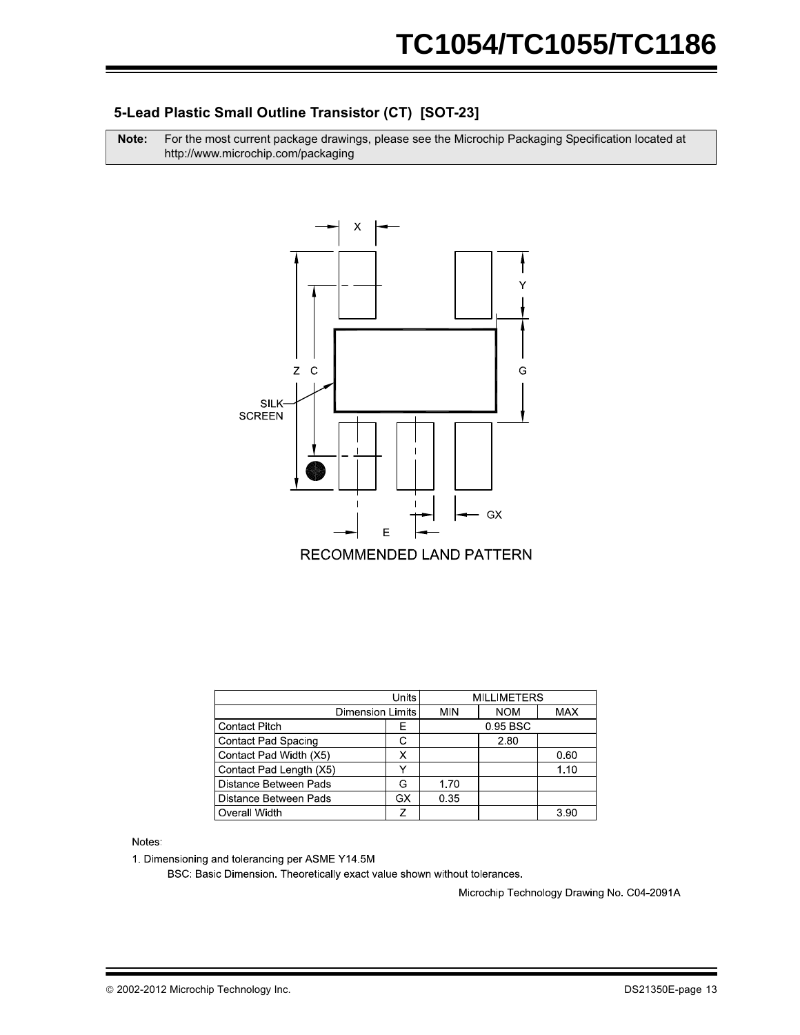### 5-Lead Plastic Small Outline Transistor (CT) [SOT-23]

| **Note:** | For the most current package drawings, please see the Microchip Packaging Specification located at http://www.microchip.com/packaging |
|---|---|

RECOMMENDED LAND PATTERN

| Units | | MILLIMETERS | | |
|---|---|---|---|---|
| Dimension Limits | | MIN | NOM | MAX |
| Contact Pitch | E | | 0.95 BSC | |
| Contact Pad Spacing | C | | 2.80 | |
| Contact Pad Width (X5) | X | | | 0.60 |
| Contact Pad Length (X5) | Y | | | 1.10 |
| Distance Between Pads | G | 1.70 | | |
| Distance Between Pads | GX | 0.35 | | |
| Overall Width | Z | | | 3.90 |

Notes:

1. Dimensioning and tolerancing per ASME Y14.5M

   BSC: Basic Dimension. Theoretically exact value shown without tolerances.

Microchip Technology Drawing No. C04-2091A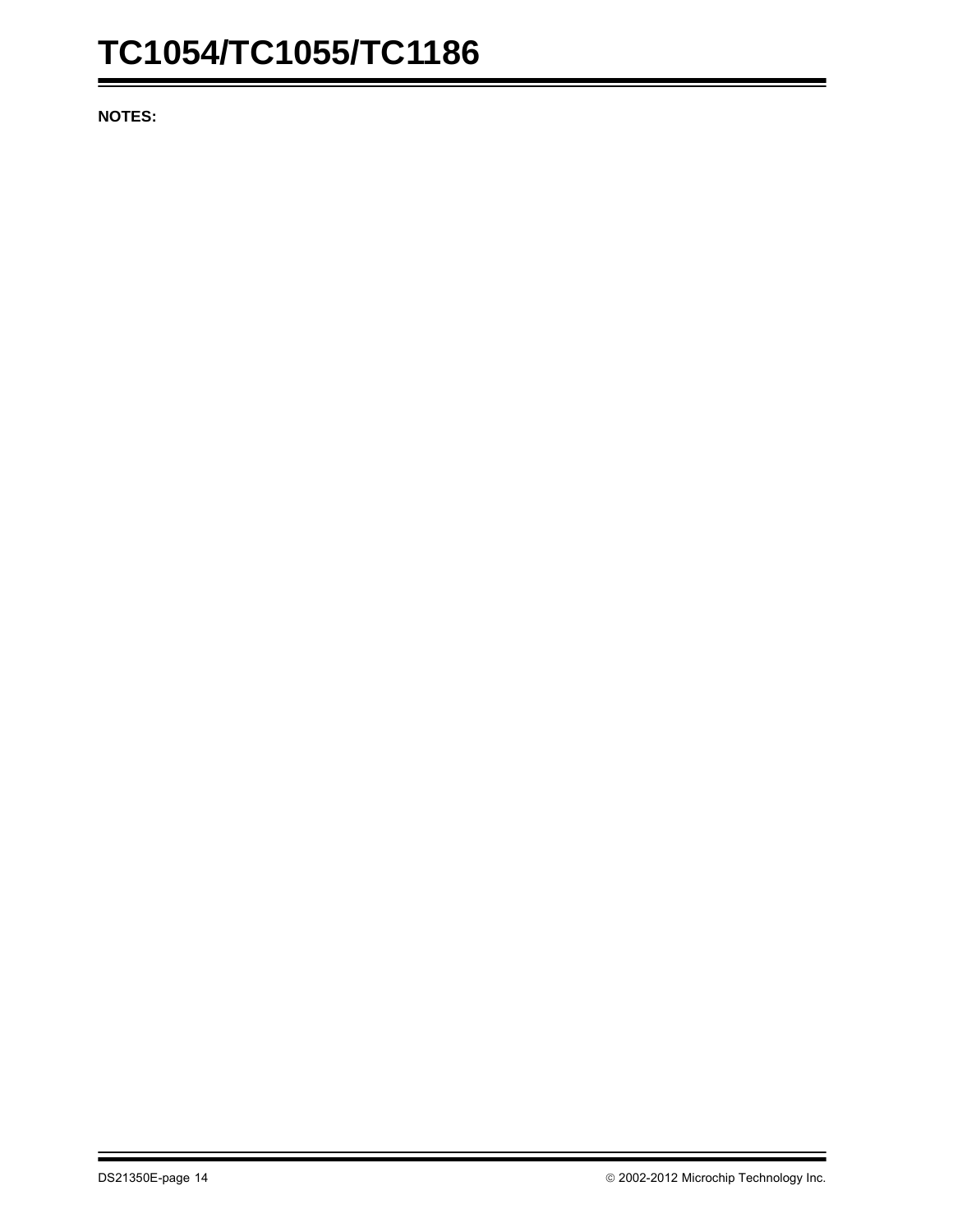**NOTES:**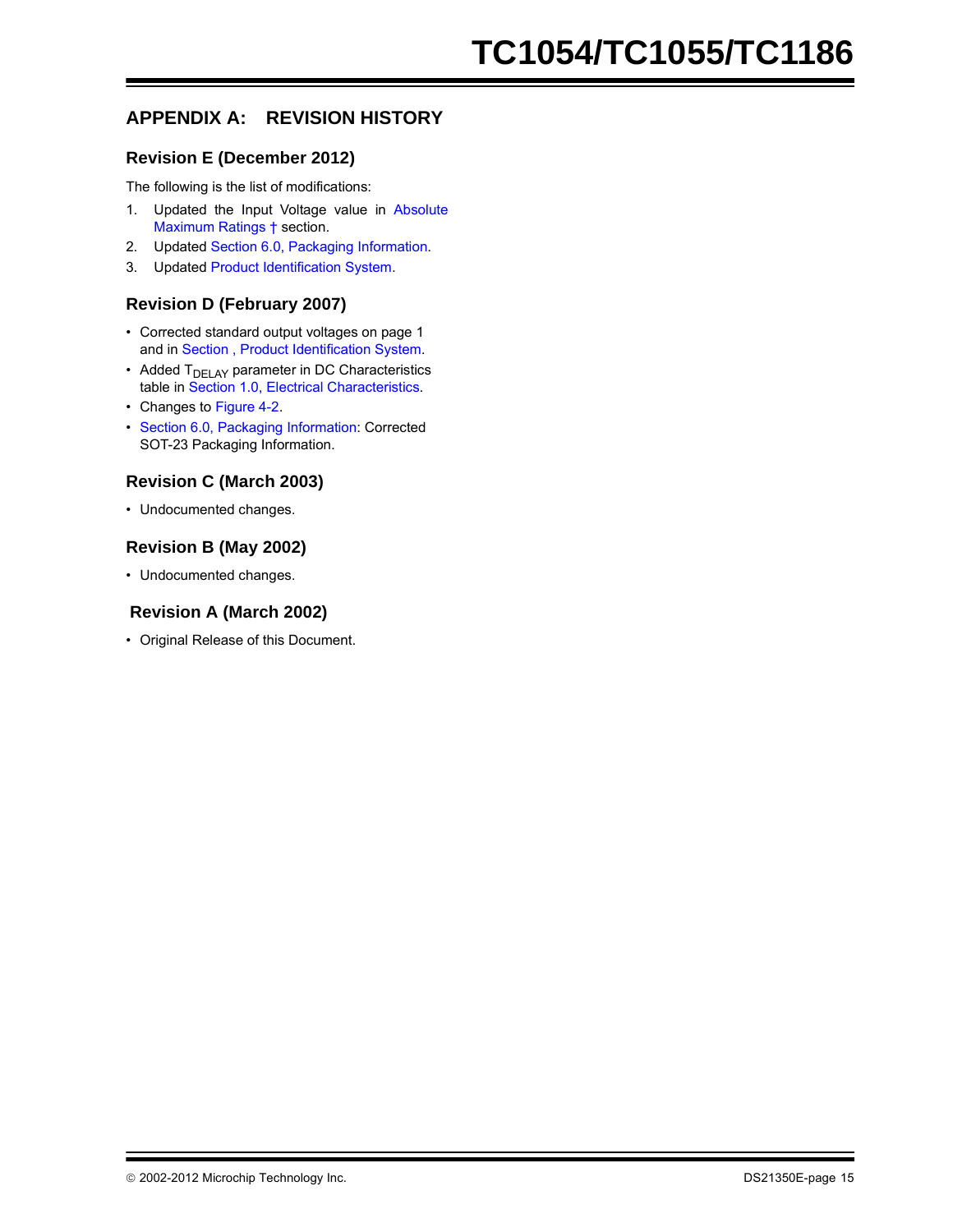## APPENDIX A: REVISION HISTORY

### Revision E (December 2012)

The following is the list of modifications:

1. Updated the Input Voltage value in Absolute Maximum Ratings † section.
2. Updated Section 6.0, Packaging Information.
3. Updated Product Identification System.

### Revision D (February 2007)

- Corrected standard output voltages on page 1 and in Section , Product Identification System.
- Added $T_{DELAY}$ parameter in DC Characteristics table in Section 1.0, Electrical Characteristics.
- Changes to Figure 4-2.
- Section 6.0, Packaging Information: Corrected SOT-23 Packaging Information.

### Revision C (March 2003)

- Undocumented changes.

### Revision B (May 2002)

- Undocumented changes.

### Revision A (March 2002)

- Original Release of this Document.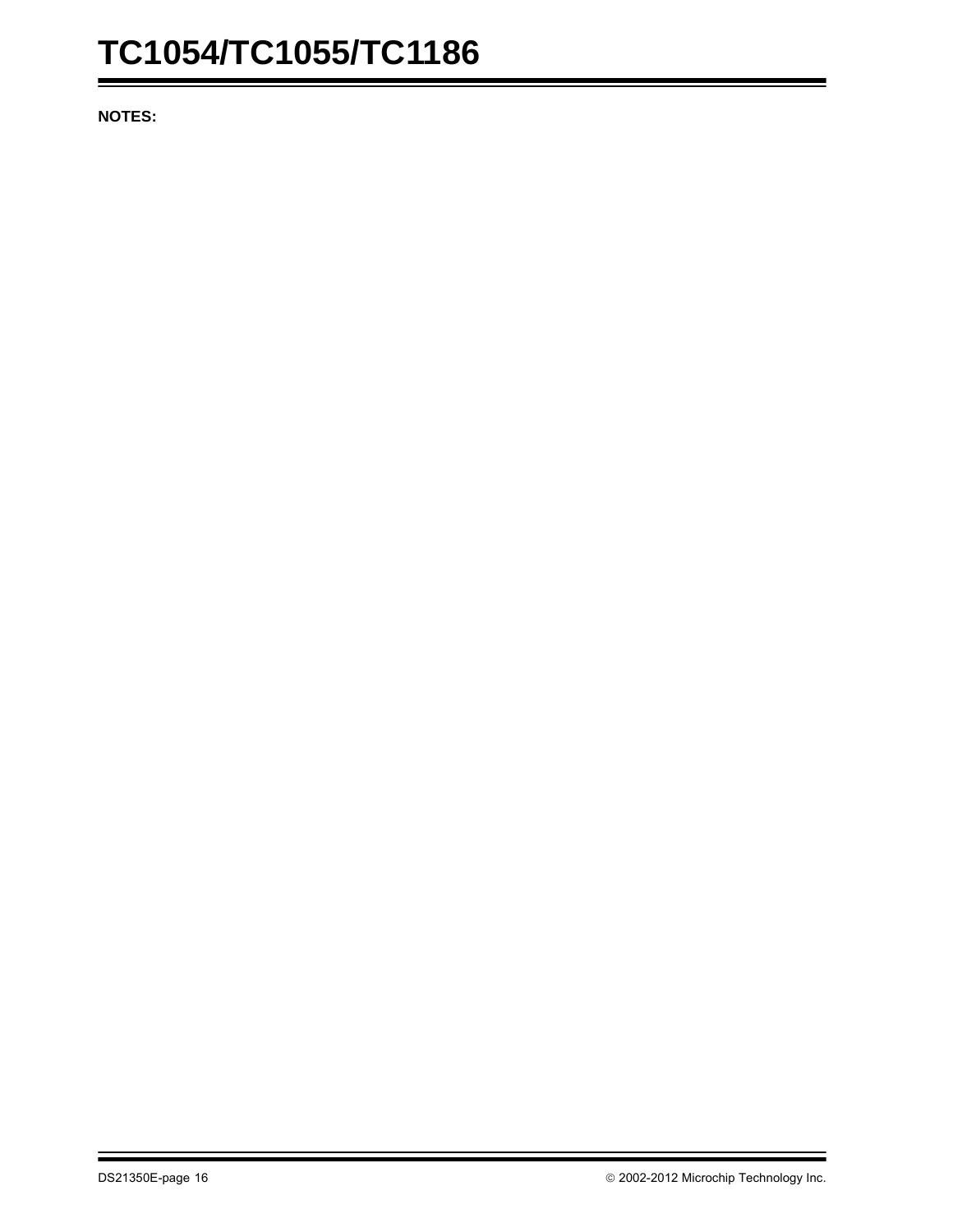**NOTES:**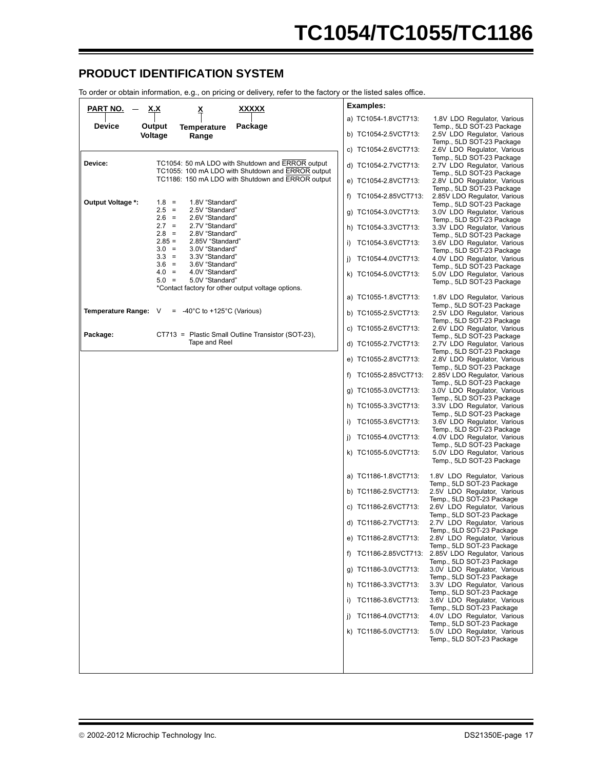## PRODUCT IDENTIFICATION SYSTEM

To order or obtain information, e.g., on pricing or delivery, refer to the factory or the listed sales office.

| PART NO. | — | X.X | X | XXXXX |
|---|---|---|---|---|
| Device | | Output Voltage | Temperature Range | Package |

| | |
|---|---|
| **Device:** | TC1054: 50 mA LDO with Shutdown and ERROR output<br>TC1055: 100 mA LDO with Shutdown and ERROR output<br>TC1186: 150 mA LDO with Shutdown and ERROR output |
| **Output Voltage \*:** | 1.8 = 1.8V "Standard"<br>2.5 = 2.5V "Standard"<br>2.6 = 2.6V "Standard"<br>2.7 = 2.7V "Standard"<br>2.8 = 2.8V "Standard"<br>2.85 = 2.85V "Standard"<br>3.0 = 3.0V "Standard"<br>3.3 = 3.3V "Standard"<br>3.6 = 3.6V "Standard"<br>4.0 = 4.0V "Standard"<br>5.0 = 5.0V "Standard"<br>\*Contact factory for other output voltage options. |
| **Temperature Range:** | V = -40°C to +125°C (Various) |
| **Package:** | CT713 = Plastic Small Outline Transistor (SOT-23), Tape and Reel |

**Examples:**

a) TC1054-1.8VCT713: 1.8V LDO Regulator, Various Temp., 5LD SOT-23 Package
b) TC1054-2.5VCT713: 2.5V LDO Regulator, Various Temp., 5LD SOT-23 Package
c) TC1054-2.6VCT713: 2.6V LDO Regulator, Various Temp., 5LD SOT-23 Package
d) TC1054-2.7VCT713: 2.7V LDO Regulator, Various Temp., 5LD SOT-23 Package
e) TC1054-2.8VCT713: 2.8V LDO Regulator, Various Temp., 5LD SOT-23 Package
f) TC1054-2.85VCT713: 2.85V LDO Regulator, Various Temp., 5LD SOT-23 Package
g) TC1054-3.0VCT713: 3.0V LDO Regulator, Various Temp., 5LD SOT-23 Package
h) TC1054-3.3VCT713: 3.3V LDO Regulator, Various Temp., 5LD SOT-23 Package
i) TC1054-3.6VCT713: 3.6V LDO Regulator, Various Temp., 5LD SOT-23 Package
j) TC1054-4.0VCT713: 4.0V LDO Regulator, Various Temp., 5LD SOT-23 Package
k) TC1054-5.0VCT713: 5.0V LDO Regulator, Various Temp., 5LD SOT-23 Package

a) TC1055-1.8VCT713: 1.8V LDO Regulator, Various Temp., 5LD SOT-23 Package
b) TC1055-2.5VCT713: 2.5V LDO Regulator, Various Temp., 5LD SOT-23 Package
c) TC1055-2.6VCT713: 2.6V LDO Regulator, Various Temp., 5LD SOT-23 Package
d) TC1055-2.7VCT713: 2.7V LDO Regulator, Various Temp., 5LD SOT-23 Package
e) TC1055-2.8VCT713: 2.8V LDO Regulator, Various Temp., 5LD SOT-23 Package
f) TC1055-2.85VCT713: 2.85V LDO Regulator, Various Temp., 5LD SOT-23 Package
g) TC1055-3.0VCT713: 3.0V LDO Regulator, Various Temp., 5LD SOT-23 Package
h) TC1055-3.3VCT713: 3.3V LDO Regulator, Various Temp., 5LD SOT-23 Package
i) TC1055-3.6VCT713: 3.6V LDO Regulator, Various Temp., 5LD SOT-23 Package
j) TC1055-4.0VCT713: 4.0V LDO Regulator, Various Temp., 5LD SOT-23 Package
k) TC1055-5.0VCT713: 5.0V LDO Regulator, Various Temp., 5LD SOT-23 Package

a) TC1186-1.8VCT713: 1.8V LDO Regulator, Various Temp., 5LD SOT-23 Package
b) TC1186-2.5VCT713: 2.5V LDO Regulator, Various Temp., 5LD SOT-23 Package
c) TC1186-2.6VCT713: 2.6V LDO Regulator, Various Temp., 5LD SOT-23 Package
d) TC1186-2.7VCT713: 2.7V LDO Regulator, Various Temp., 5LD SOT-23 Package
e) TC1186-2.8VCT713: 2.8V LDO Regulator, Various Temp., 5LD SOT-23 Package
f) TC1186-2.85VCT713: 2.85V LDO Regulator, Various Temp., 5LD SOT-23 Package
g) TC1186-3.0VCT713: 3.0V LDO Regulator, Various Temp., 5LD SOT-23 Package
h) TC1186-3.3VCT713: 3.3V LDO Regulator, Various Temp., 5LD SOT-23 Package
i) TC1186-3.6VCT713: 3.6V LDO Regulator, Various Temp., 5LD SOT-23 Package
j) TC1186-4.0VCT713: 4.0V LDO Regulator, Various Temp., 5LD SOT-23 Package
k) TC1186-5.0VCT713: 5.0V LDO Regulator, Various Temp., 5LD SOT-23 Package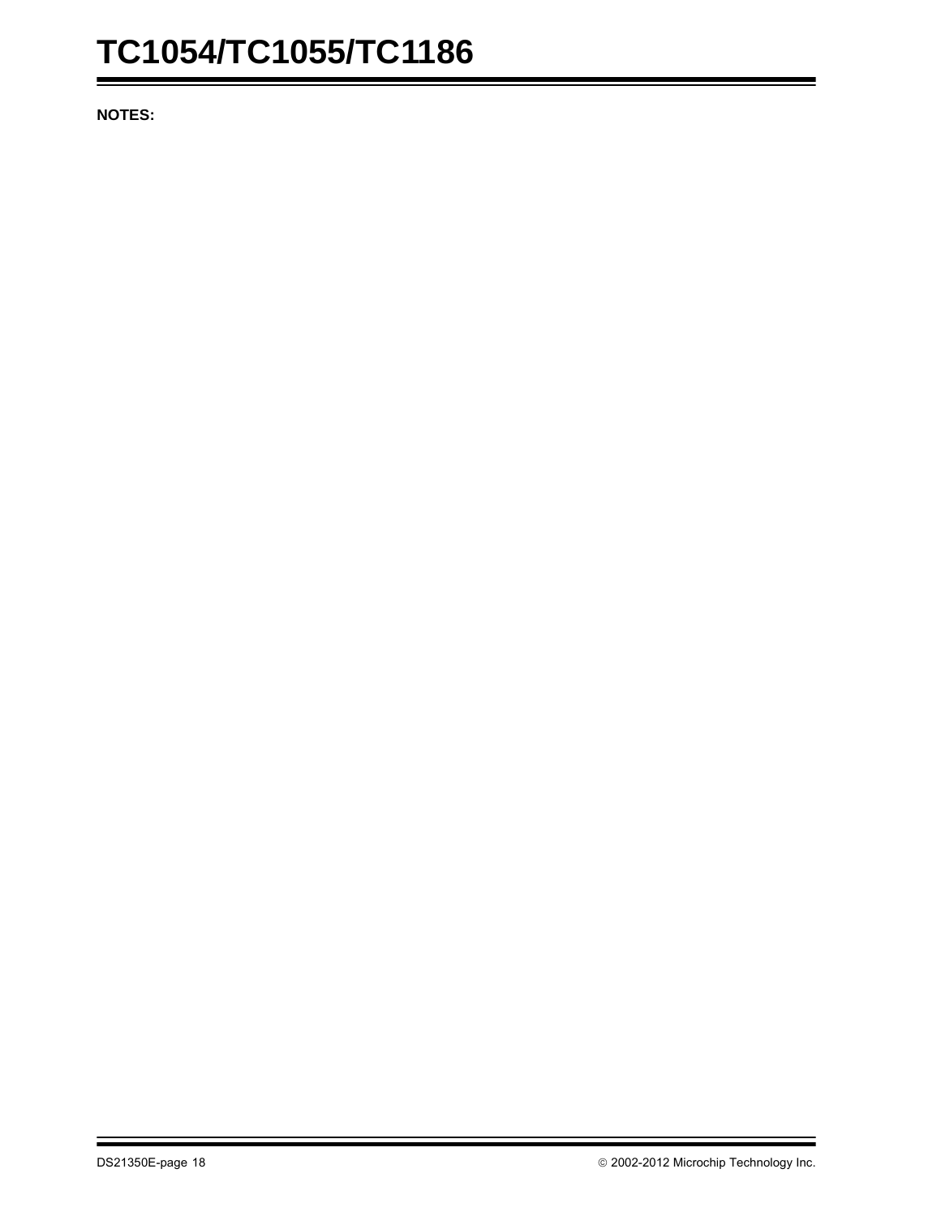**NOTES:**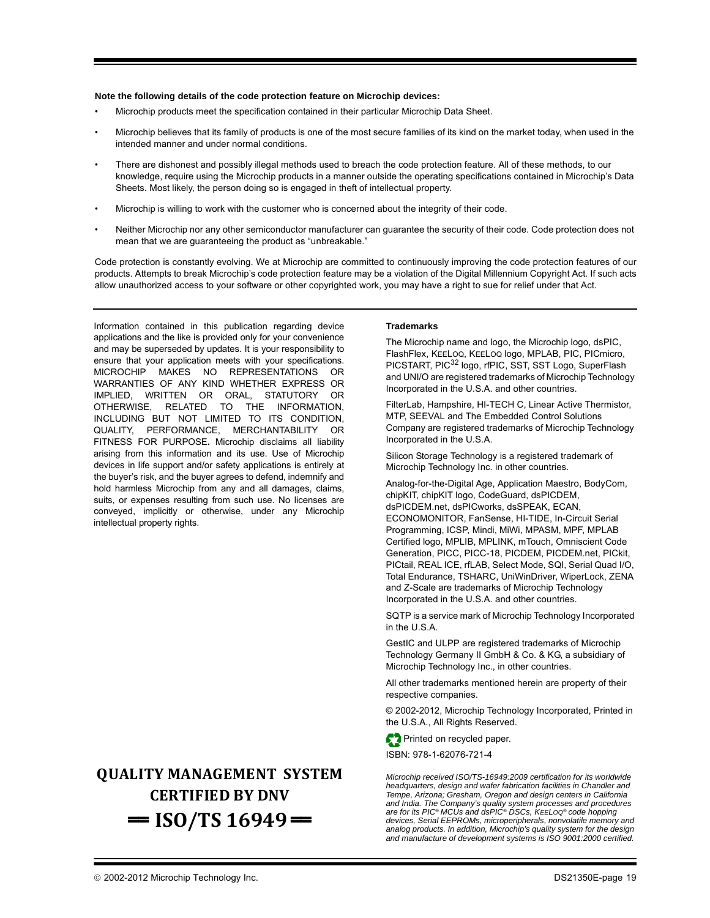**Note the following details of the code protection feature on Microchip devices:**

- Microchip products meet the specification contained in their particular Microchip Data Sheet.
- Microchip believes that its family of products is one of the most secure families of its kind on the market today, when used in the intended manner and under normal conditions.
- There are dishonest and possibly illegal methods used to breach the code protection feature. All of these methods, to our knowledge, require using the Microchip products in a manner outside the operating specifications contained in Microchip's Data Sheets. Most likely, the person doing so is engaged in theft of intellectual property.
- Microchip is willing to work with the customer who is concerned about the integrity of their code.
- Neither Microchip nor any other semiconductor manufacturer can guarantee the security of their code. Code protection does not mean that we are guaranteeing the product as "unbreakable."

Code protection is constantly evolving. We at Microchip are committed to continuously improving the code protection features of our products. Attempts to break Microchip's code protection feature may be a violation of the Digital Millennium Copyright Act. If such acts allow unauthorized access to your software or other copyrighted work, you may have a right to sue for relief under that Act.

---

Information contained in this publication regarding device applications and the like is provided only for your convenience and may be superseded by updates. It is your responsibility to ensure that your application meets with your specifications. MICROCHIP MAKES NO REPRESENTATIONS OR WARRANTIES OF ANY KIND WHETHER EXPRESS OR IMPLIED, WRITTEN OR ORAL, STATUTORY OR OTHERWISE, RELATED TO THE INFORMATION, INCLUDING BUT NOT LIMITED TO ITS CONDITION, QUALITY, PERFORMANCE, MERCHANTABILITY OR FITNESS FOR PURPOSE**.** Microchip disclaims all liability arising from this information and its use. Use of Microchip devices in life support and/or safety applications is entirely at the buyer's risk, and the buyer agrees to defend, indemnify and hold harmless Microchip from any and all damages, claims, suits, or expenses resulting from such use. No licenses are conveyed, implicitly or otherwise, under any Microchip intellectual property rights.

**Trademarks**

The Microchip name and logo, the Microchip logo, dsPIC, FlashFlex, KEELOQ, KEELOQ logo, MPLAB, PIC, PICmicro, PICSTART, PIC[32] logo, rfPIC, SST, SST Logo, SuperFlash and UNI/O are registered trademarks of Microchip Technology Incorporated in the U.S.A. and other countries.

FilterLab, Hampshire, HI-TECH C, Linear Active Thermistor, MTP, SEEVAL and The Embedded Control Solutions Company are registered trademarks of Microchip Technology Incorporated in the U.S.A.

Silicon Storage Technology is a registered trademark of Microchip Technology Inc. in other countries.

Analog-for-the-Digital Age, Application Maestro, BodyCom, chipKIT, chipKIT logo, CodeGuard, dsPICDEM, dsPICDEM.net, dsPICworks, dsSPEAK, ECAN, ECONOMONITOR, FanSense, HI-TIDE, In-Circuit Serial Programming, ICSP, Mindi, MiWi, MPASM, MPF, MPLAB Certified logo, MPLIB, MPLINK, mTouch, Omniscient Code Generation, PICC, PICC-18, PICDEM, PICDEM.net, PICkit, PICtail, REAL ICE, rfLAB, Select Mode, SQI, Serial Quad I/O, Total Endurance, TSHARC, UniWinDriver, WiperLock, ZENA and Z-Scale are trademarks of Microchip Technology Incorporated in the U.S.A. and other countries.

SQTP is a service mark of Microchip Technology Incorporated in the U.S.A.

GestIC and ULPP are registered trademarks of Microchip Technology Germany II GmbH & Co. & KG, a subsidiary of Microchip Technology Inc., in other countries.

All other trademarks mentioned herein are property of their respective companies.

© 2002-2012, Microchip Technology Incorporated, Printed in the U.S.A., All Rights Reserved.

Printed on recycled paper.

ISBN: 978-1-62076-721-4

**QUALITY MANAGEMENT SYSTEM CERTIFIED BY DNV**

**== ISO/TS 16949 ==**

*Microchip received ISO/TS-16949:2009 certification for its worldwide headquarters, design and wafer fabrication facilities in Chandler and Tempe, Arizona; Gresham, Oregon and design centers in California and India. The Company's quality system processes and procedures are for its PIC® MCUs and dsPIC® DSCs, KEELOQ® code hopping devices, Serial EEPROMs, microperipherals, nonvolatile memory and analog products. In addition, Microchip's quality system for the design and manufacture of development systems is ISO 9001:2000 certified.*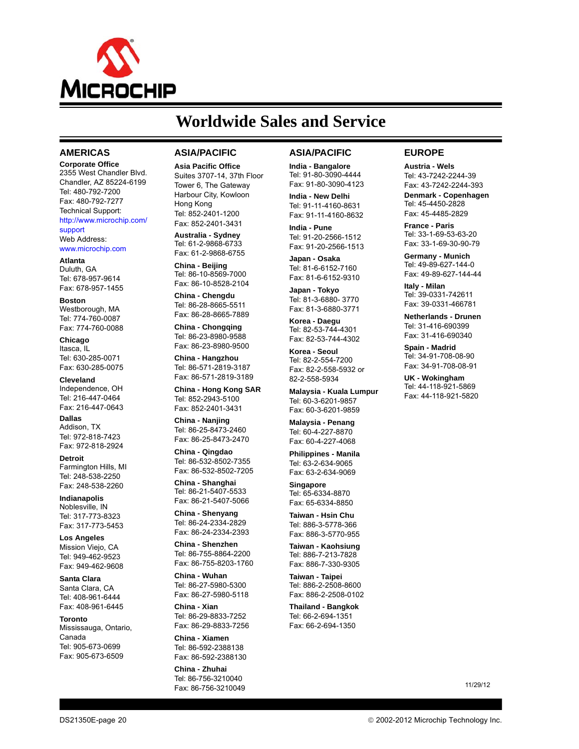MICROCHIP

# Worldwide Sales and Service

## AMERICAS

**Corporate Office**
2355 West Chandler Blvd.
Chandler, AZ 85224-6199
Tel: 480-792-7200
Fax: 480-792-7277
Technical Support:
http://www.microchip.com/support
Web Address:
www.microchip.com

**Atlanta**
Duluth, GA
Tel: 678-957-9614
Fax: 678-957-1455

**Boston**
Westborough, MA
Tel: 774-760-0087
Fax: 774-760-0088

**Chicago**
Itasca, IL
Tel: 630-285-0071
Fax: 630-285-0075

**Cleveland**
Independence, OH
Tel: 216-447-0464
Fax: 216-447-0643

**Dallas**
Addison, TX
Tel: 972-818-7423
Fax: 972-818-2924

**Detroit**
Farmington Hills, MI
Tel: 248-538-2250
Fax: 248-538-2260

**Indianapolis**
Noblesville, IN
Tel: 317-773-8323
Fax: 317-773-5453

**Los Angeles**
Mission Viejo, CA
Tel: 949-462-9523
Fax: 949-462-9608

**Santa Clara**
Santa Clara, CA
Tel: 408-961-6444
Fax: 408-961-6445

**Toronto**
Mississauga, Ontario, Canada
Tel: 905-673-0699
Fax: 905-673-6509

## ASIA/PACIFIC

**Asia Pacific Office**
Suites 3707-14, 37th Floor
Tower 6, The Gateway
Harbour City, Kowloon
Hong Kong
Tel: 852-2401-1200
Fax: 852-2401-3431

**Australia - Sydney**
Tel: 61-2-9868-6733
Fax: 61-2-9868-6755

**China - Beijing**
Tel: 86-10-8569-7000
Fax: 86-10-8528-2104

**China - Chengdu**
Tel: 86-28-8665-5511
Fax: 86-28-8665-7889

**China - Chongqing**
Tel: 86-23-8980-9588
Fax: 86-23-8980-9500

**China - Hangzhou**
Tel: 86-571-2819-3187
Fax: 86-571-2819-3189

**China - Hong Kong SAR**
Tel: 852-2943-5100
Fax: 852-2401-3431

**China - Nanjing**
Tel: 86-25-8473-2460
Fax: 86-25-8473-2470

**China - Qingdao**
Tel: 86-532-8502-7355
Fax: 86-532-8502-7205

**China - Shanghai**
Tel: 86-21-5407-5533
Fax: 86-21-5407-5066

**China - Shenyang**
Tel: 86-24-2334-2829
Fax: 86-24-2334-2393

**China - Shenzhen**
Tel: 86-755-8864-2200
Fax: 86-755-8203-1760

**China - Wuhan**
Tel: 86-27-5980-5300
Fax: 86-27-5980-5118

**China - Xian**
Tel: 86-29-8833-7252
Fax: 86-29-8833-7256

**China - Xiamen**
Tel: 86-592-2388138
Fax: 86-592-2388130

**China - Zhuhai**
Tel: 86-756-3210040
Fax: 86-756-3210049

## ASIA/PACIFIC

**India - Bangalore**
Tel: 91-80-3090-4444
Fax: 91-80-3090-4123

**India - New Delhi**
Tel: 91-11-4160-8631
Fax: 91-11-4160-8632

**India - Pune**
Tel: 91-20-2566-1512
Fax: 91-20-2566-1513

**Japan - Osaka**
Tel: 81-6-6152-7160
Fax: 81-6-6152-9310

**Japan - Tokyo**
Tel: 81-3-6880- 3770
Fax: 81-3-6880-3771

**Korea - Daegu**
Tel: 82-53-744-4301
Fax: 82-53-744-4302

**Korea - Seoul**
Tel: 82-2-554-7200
Fax: 82-2-558-5932 or 82-2-558-5934

**Malaysia - Kuala Lumpur**
Tel: 60-3-6201-9857
Fax: 60-3-6201-9859

**Malaysia - Penang**
Tel: 60-4-227-8870
Fax: 60-4-227-4068

**Philippines - Manila**
Tel: 63-2-634-9065
Fax: 63-2-634-9069

**Singapore**
Tel: 65-6334-8870
Fax: 65-6334-8850

**Taiwan - Hsin Chu**
Tel: 886-3-5778-366
Fax: 886-3-5770-955

**Taiwan - Kaohsiung**
Tel: 886-7-213-7828
Fax: 886-7-330-9305

**Taiwan - Taipei**
Tel: 886-2-2508-8600
Fax: 886-2-2508-0102

**Thailand - Bangkok**
Tel: 66-2-694-1351
Fax: 66-2-694-1350

## EUROPE

**Austria - Wels**
Tel: 43-7242-2244-39
Fax: 43-7242-2244-393

**Denmark - Copenhagen**
Tel: 45-4450-2828
Fax: 45-4485-2829

**France - Paris**
Tel: 33-1-69-53-63-20
Fax: 33-1-69-30-90-79

**Germany - Munich**
Tel: 49-89-627-144-0
Fax: 49-89-627-144-44

**Italy - Milan**
Tel: 39-0331-742611
Fax: 39-0331-466781

**Netherlands - Drunen**
Tel: 31-416-690399
Fax: 31-416-690340

**Spain - Madrid**
Tel: 34-91-708-08-90
Fax: 34-91-708-08-91

**UK - Wokingham**
Tel: 44-118-921-5869
Fax: 44-118-921-5820

11/29/12